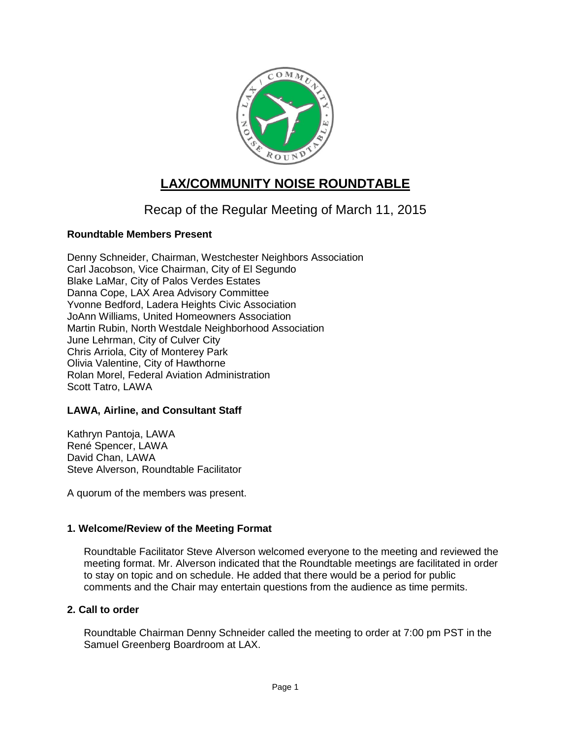# LAX/COMMUNITY NOISE ROUNDTABLE

## Recap of the Regular Meeting of March 11, 2015

**Roundtable Members Present**

Denny Schneider, Chairman, Westchester Neighbors Association
Carl Jacobson, Vice Chairman, City of El Segundo
Blake LaMar, City of Palos Verdes Estates
Danna Cope, LAX Area Advisory Committee
Yvonne Bedford, Ladera Heights Civic Association
JoAnn Williams, United Homeowners Association
Martin Rubin, North Westdale Neighborhood Association
June Lehrman, City of Culver City
Chris Arriola, City of Monterey Park
Olivia Valentine, City of Hawthorne
Rolan Morel, Federal Aviation Administration
Scott Tatro, LAWA

**LAWA, Airline, and Consultant Staff**

Kathryn Pantoja, LAWA
René Spencer, LAWA
David Chan, LAWA
Steve Alverson, Roundtable Facilitator

A quorum of the members was present.

**1. Welcome/Review of the Meeting Format**

Roundtable Facilitator Steve Alverson welcomed everyone to the meeting and reviewed the meeting format. Mr. Alverson indicated that the Roundtable meetings are facilitated in order to stay on topic and on schedule. He added that there would be a period for public comments and the Chair may entertain questions from the audience as time permits.

**2. Call to order**

Roundtable Chairman Denny Schneider called the meeting to order at 7:00 pm PST in the Samuel Greenberg Boardroom at LAX.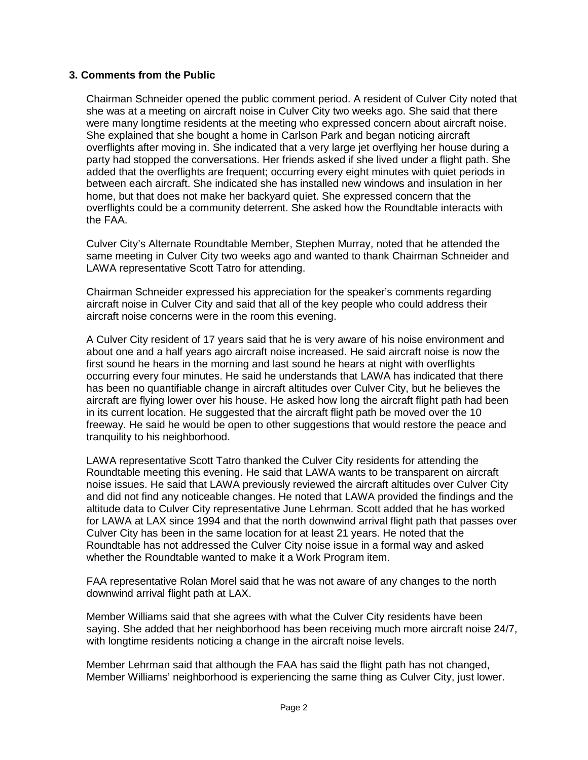### 3. Comments from the Public

Chairman Schneider opened the public comment period. A resident of Culver City noted that she was at a meeting on aircraft noise in Culver City two weeks ago. She said that there were many longtime residents at the meeting who expressed concern about aircraft noise. She explained that she bought a home in Carlson Park and began noticing aircraft overflights after moving in. She indicated that a very large jet overflying her house during a party had stopped the conversations. Her friends asked if she lived under a flight path. She added that the overflights are frequent; occurring every eight minutes with quiet periods in between each aircraft. She indicated she has installed new windows and insulation in her home, but that does not make her backyard quiet. She expressed concern that the overflights could be a community deterrent. She asked how the Roundtable interacts with the FAA.

Culver City's Alternate Roundtable Member, Stephen Murray, noted that he attended the same meeting in Culver City two weeks ago and wanted to thank Chairman Schneider and LAWA representative Scott Tatro for attending.

Chairman Schneider expressed his appreciation for the speaker's comments regarding aircraft noise in Culver City and said that all of the key people who could address their aircraft noise concerns were in the room this evening.

A Culver City resident of 17 years said that he is very aware of his noise environment and about one and a half years ago aircraft noise increased. He said aircraft noise is now the first sound he hears in the morning and last sound he hears at night with overflights occurring every four minutes. He said he understands that LAWA has indicated that there has been no quantifiable change in aircraft altitudes over Culver City, but he believes the aircraft are flying lower over his house. He asked how long the aircraft flight path had been in its current location. He suggested that the aircraft flight path be moved over the 10 freeway. He said he would be open to other suggestions that would restore the peace and tranquility to his neighborhood.

LAWA representative Scott Tatro thanked the Culver City residents for attending the Roundtable meeting this evening. He said that LAWA wants to be transparent on aircraft noise issues. He said that LAWA previously reviewed the aircraft altitudes over Culver City and did not find any noticeable changes. He noted that LAWA provided the findings and the altitude data to Culver City representative June Lehrman. Scott added that he has worked for LAWA at LAX since 1994 and that the north downwind arrival flight path that passes over Culver City has been in the same location for at least 21 years. He noted that the Roundtable has not addressed the Culver City noise issue in a formal way and asked whether the Roundtable wanted to make it a Work Program item.

FAA representative Rolan Morel said that he was not aware of any changes to the north downwind arrival flight path at LAX.

Member Williams said that she agrees with what the Culver City residents have been saying. She added that her neighborhood has been receiving much more aircraft noise 24/7, with longtime residents noticing a change in the aircraft noise levels.

Member Lehrman said that although the FAA has said the flight path has not changed, Member Williams' neighborhood is experiencing the same thing as Culver City, just lower.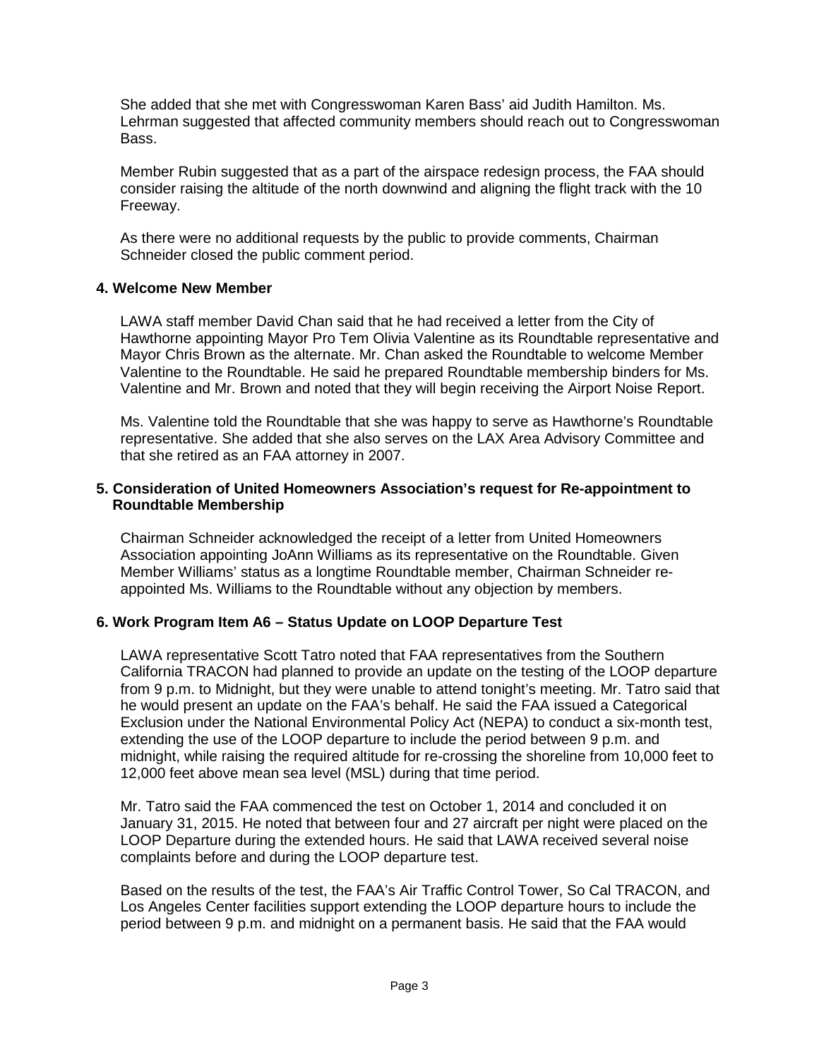She added that she met with Congresswoman Karen Bass' aid Judith Hamilton. Ms. Lehrman suggested that affected community members should reach out to Congresswoman Bass.

Member Rubin suggested that as a part of the airspace redesign process, the FAA should consider raising the altitude of the north downwind and aligning the flight track with the 10 Freeway.

As there were no additional requests by the public to provide comments, Chairman Schneider closed the public comment period.

**4. Welcome New Member**

LAWA staff member David Chan said that he had received a letter from the City of Hawthorne appointing Mayor Pro Tem Olivia Valentine as its Roundtable representative and Mayor Chris Brown as the alternate. Mr. Chan asked the Roundtable to welcome Member Valentine to the Roundtable. He said he prepared Roundtable membership binders for Ms. Valentine and Mr. Brown and noted that they will begin receiving the Airport Noise Report.

Ms. Valentine told the Roundtable that she was happy to serve as Hawthorne's Roundtable representative. She added that she also serves on the LAX Area Advisory Committee and that she retired as an FAA attorney in 2007.

**5. Consideration of United Homeowners Association's request for Re-appointment to Roundtable Membership**

Chairman Schneider acknowledged the receipt of a letter from United Homeowners Association appointing JoAnn Williams as its representative on the Roundtable. Given Member Williams' status as a longtime Roundtable member, Chairman Schneider re-appointed Ms. Williams to the Roundtable without any objection by members.

**6. Work Program Item A6 – Status Update on LOOP Departure Test**

LAWA representative Scott Tatro noted that FAA representatives from the Southern California TRACON had planned to provide an update on the testing of the LOOP departure from 9 p.m. to Midnight, but they were unable to attend tonight's meeting. Mr. Tatro said that he would present an update on the FAA's behalf. He said the FAA issued a Categorical Exclusion under the National Environmental Policy Act (NEPA) to conduct a six-month test, extending the use of the LOOP departure to include the period between 9 p.m. and midnight, while raising the required altitude for re-crossing the shoreline from 10,000 feet to 12,000 feet above mean sea level (MSL) during that time period.

Mr. Tatro said the FAA commenced the test on October 1, 2014 and concluded it on January 31, 2015. He noted that between four and 27 aircraft per night were placed on the LOOP Departure during the extended hours. He said that LAWA received several noise complaints before and during the LOOP departure test.

Based on the results of the test, the FAA's Air Traffic Control Tower, So Cal TRACON, and Los Angeles Center facilities support extending the LOOP departure hours to include the period between 9 p.m. and midnight on a permanent basis. He said that the FAA would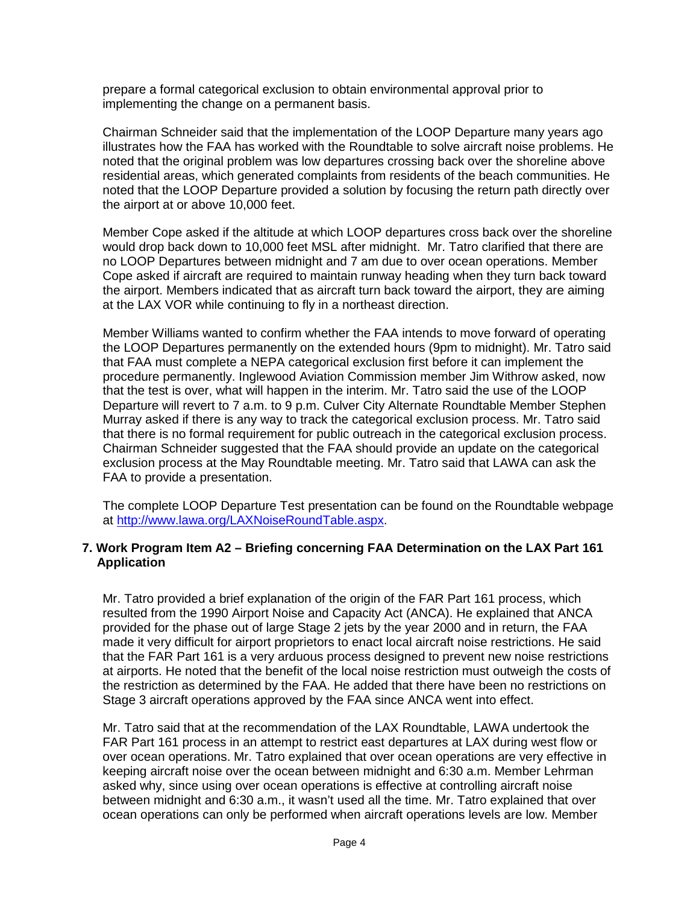prepare a formal categorical exclusion to obtain environmental approval prior to implementing the change on a permanent basis.

Chairman Schneider said that the implementation of the LOOP Departure many years ago illustrates how the FAA has worked with the Roundtable to solve aircraft noise problems. He noted that the original problem was low departures crossing back over the shoreline above residential areas, which generated complaints from residents of the beach communities. He noted that the LOOP Departure provided a solution by focusing the return path directly over the airport at or above 10,000 feet.

Member Cope asked if the altitude at which LOOP departures cross back over the shoreline would drop back down to 10,000 feet MSL after midnight. Mr. Tatro clarified that there are no LOOP Departures between midnight and 7 am due to over ocean operations. Member Cope asked if aircraft are required to maintain runway heading when they turn back toward the airport. Members indicated that as aircraft turn back toward the airport, they are aiming at the LAX VOR while continuing to fly in a northeast direction.

Member Williams wanted to confirm whether the FAA intends to move forward of operating the LOOP Departures permanently on the extended hours (9pm to midnight). Mr. Tatro said that FAA must complete a NEPA categorical exclusion first before it can implement the procedure permanently. Inglewood Aviation Commission member Jim Withrow asked, now that the test is over, what will happen in the interim. Mr. Tatro said the use of the LOOP Departure will revert to 7 a.m. to 9 p.m. Culver City Alternate Roundtable Member Stephen Murray asked if there is any way to track the categorical exclusion process. Mr. Tatro said that there is no formal requirement for public outreach in the categorical exclusion process. Chairman Schneider suggested that the FAA should provide an update on the categorical exclusion process at the May Roundtable meeting. Mr. Tatro said that LAWA can ask the FAA to provide a presentation.

The complete LOOP Departure Test presentation can be found on the Roundtable webpage at http://www.lawa.org/LAXNoiseRoundTable.aspx.

### 7. Work Program Item A2 – Briefing concerning FAA Determination on the LAX Part 161 Application

Mr. Tatro provided a brief explanation of the origin of the FAR Part 161 process, which resulted from the 1990 Airport Noise and Capacity Act (ANCA). He explained that ANCA provided for the phase out of large Stage 2 jets by the year 2000 and in return, the FAA made it very difficult for airport proprietors to enact local aircraft noise restrictions. He said that the FAR Part 161 is a very arduous process designed to prevent new noise restrictions at airports. He noted that the benefit of the local noise restriction must outweigh the costs of the restriction as determined by the FAA. He added that there have been no restrictions on Stage 3 aircraft operations approved by the FAA since ANCA went into effect.

Mr. Tatro said that at the recommendation of the LAX Roundtable, LAWA undertook the FAR Part 161 process in an attempt to restrict east departures at LAX during west flow or over ocean operations. Mr. Tatro explained that over ocean operations are very effective in keeping aircraft noise over the ocean between midnight and 6:30 a.m. Member Lehrman asked why, since using over ocean operations is effective at controlling aircraft noise between midnight and 6:30 a.m., it wasn't used all the time. Mr. Tatro explained that over ocean operations can only be performed when aircraft operations levels are low. Member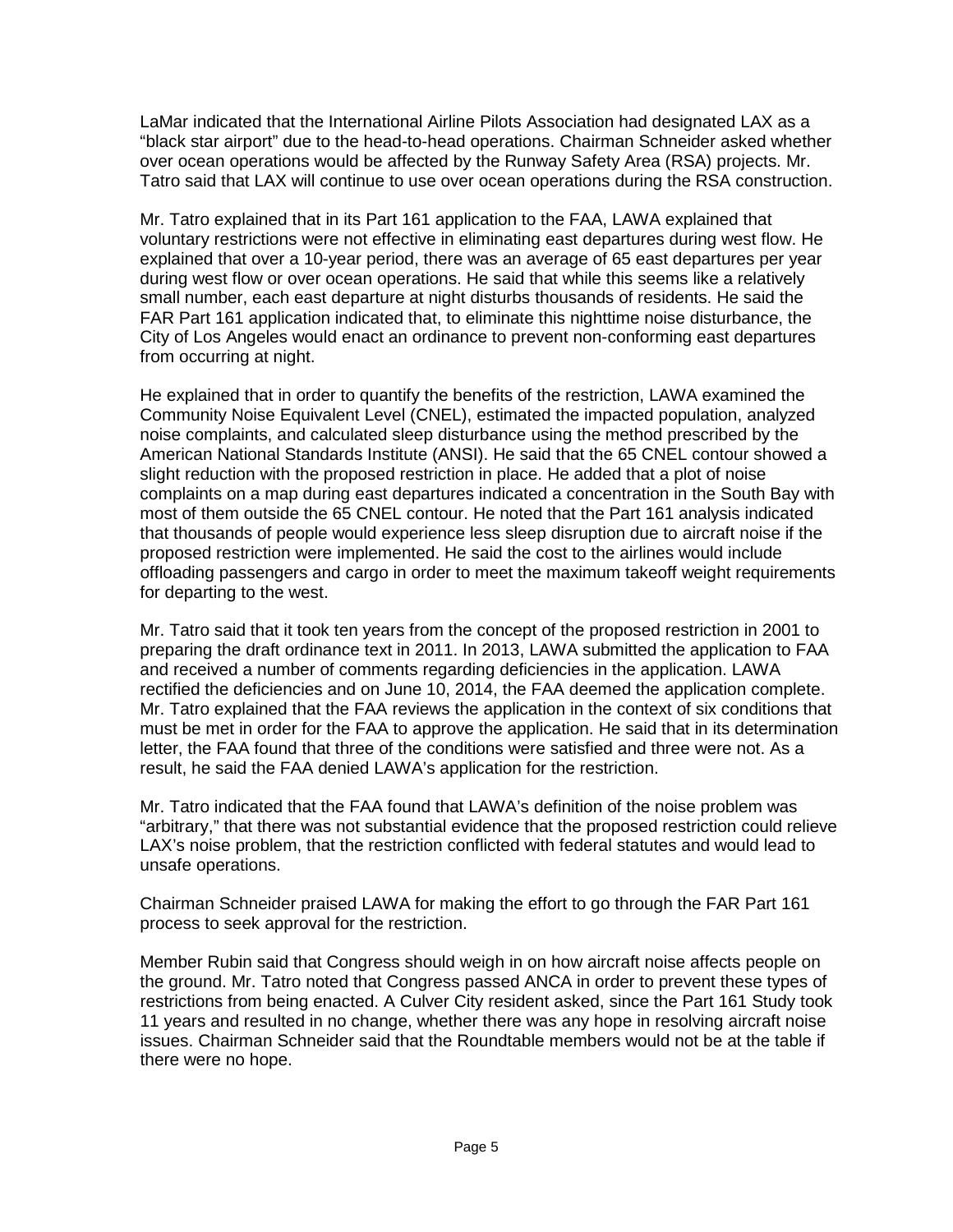LaMar indicated that the International Airline Pilots Association had designated LAX as a "black star airport" due to the head-to-head operations. Chairman Schneider asked whether over ocean operations would be affected by the Runway Safety Area (RSA) projects. Mr. Tatro said that LAX will continue to use over ocean operations during the RSA construction.

Mr. Tatro explained that in its Part 161 application to the FAA, LAWA explained that voluntary restrictions were not effective in eliminating east departures during west flow. He explained that over a 10-year period, there was an average of 65 east departures per year during west flow or over ocean operations. He said that while this seems like a relatively small number, each east departure at night disturbs thousands of residents. He said the FAR Part 161 application indicated that, to eliminate this nighttime noise disturbance, the City of Los Angeles would enact an ordinance to prevent non-conforming east departures from occurring at night.

He explained that in order to quantify the benefits of the restriction, LAWA examined the Community Noise Equivalent Level (CNEL), estimated the impacted population, analyzed noise complaints, and calculated sleep disturbance using the method prescribed by the American National Standards Institute (ANSI). He said that the 65 CNEL contour showed a slight reduction with the proposed restriction in place. He added that a plot of noise complaints on a map during east departures indicated a concentration in the South Bay with most of them outside the 65 CNEL contour. He noted that the Part 161 analysis indicated that thousands of people would experience less sleep disruption due to aircraft noise if the proposed restriction were implemented. He said the cost to the airlines would include offloading passengers and cargo in order to meet the maximum takeoff weight requirements for departing to the west.

Mr. Tatro said that it took ten years from the concept of the proposed restriction in 2001 to preparing the draft ordinance text in 2011. In 2013, LAWA submitted the application to FAA and received a number of comments regarding deficiencies in the application. LAWA rectified the deficiencies and on June 10, 2014, the FAA deemed the application complete. Mr. Tatro explained that the FAA reviews the application in the context of six conditions that must be met in order for the FAA to approve the application. He said that in its determination letter, the FAA found that three of the conditions were satisfied and three were not. As a result, he said the FAA denied LAWA's application for the restriction.

Mr. Tatro indicated that the FAA found that LAWA's definition of the noise problem was "arbitrary," that there was not substantial evidence that the proposed restriction could relieve LAX's noise problem, that the restriction conflicted with federal statutes and would lead to unsafe operations.

Chairman Schneider praised LAWA for making the effort to go through the FAR Part 161 process to seek approval for the restriction.

Member Rubin said that Congress should weigh in on how aircraft noise affects people on the ground. Mr. Tatro noted that Congress passed ANCA in order to prevent these types of restrictions from being enacted. A Culver City resident asked, since the Part 161 Study took 11 years and resulted in no change, whether there was any hope in resolving aircraft noise issues. Chairman Schneider said that the Roundtable members would not be at the table if there were no hope.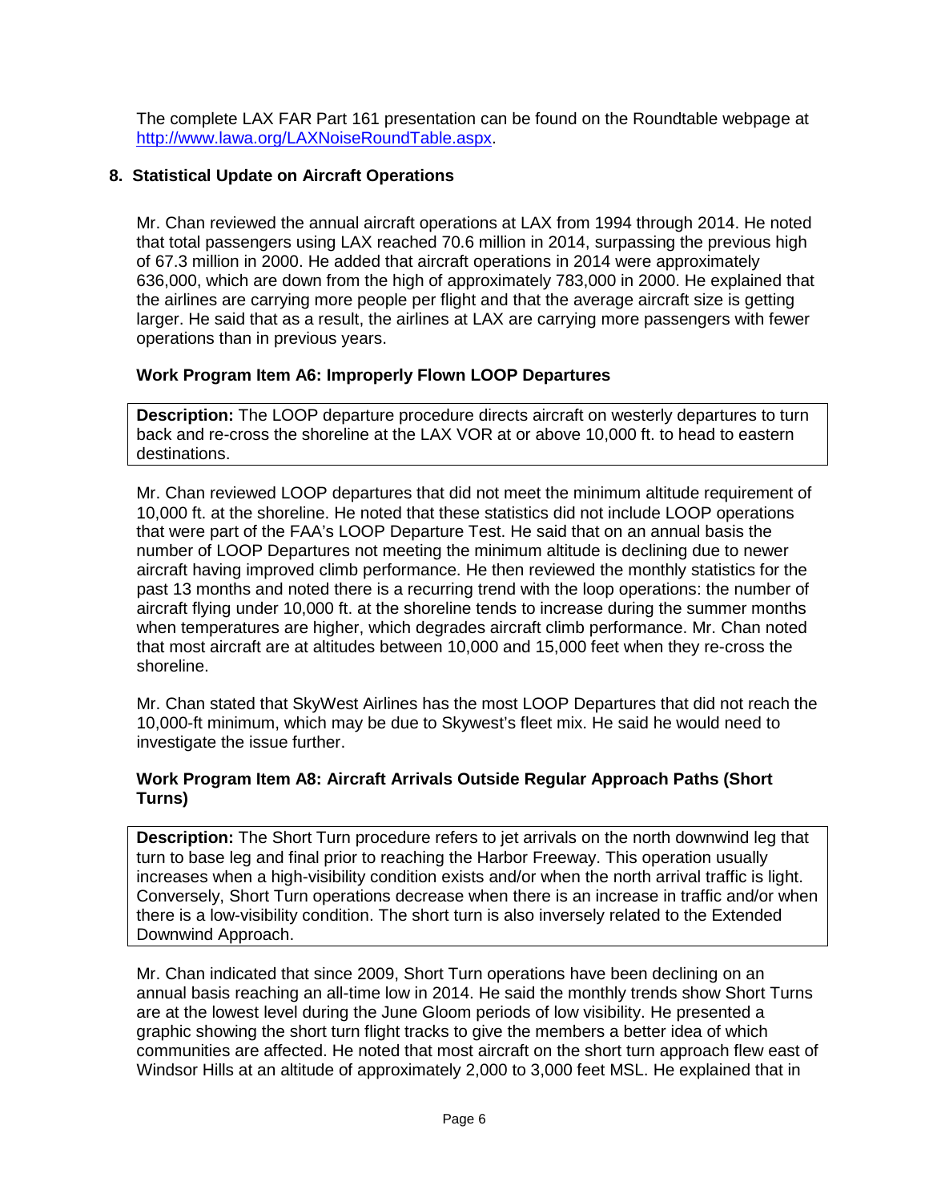The complete LAX FAR Part 161 presentation can be found on the Roundtable webpage at http://www.lawa.org/LAXNoiseRoundTable.aspx.

## 8. Statistical Update on Aircraft Operations

Mr. Chan reviewed the annual aircraft operations at LAX from 1994 through 2014. He noted that total passengers using LAX reached 70.6 million in 2014, surpassing the previous high of 67.3 million in 2000. He added that aircraft operations in 2014 were approximately 636,000, which are down from the high of approximately 783,000 in 2000. He explained that the airlines are carrying more people per flight and that the average aircraft size is getting larger. He said that as a result, the airlines at LAX are carrying more passengers with fewer operations than in previous years.

### Work Program Item A6: Improperly Flown LOOP Departures

**Description:** The LOOP departure procedure directs aircraft on westerly departures to turn back and re-cross the shoreline at the LAX VOR at or above 10,000 ft. to head to eastern destinations.

Mr. Chan reviewed LOOP departures that did not meet the minimum altitude requirement of 10,000 ft. at the shoreline. He noted that these statistics did not include LOOP operations that were part of the FAA's LOOP Departure Test. He said that on an annual basis the number of LOOP Departures not meeting the minimum altitude is declining due to newer aircraft having improved climb performance. He then reviewed the monthly statistics for the past 13 months and noted there is a recurring trend with the loop operations: the number of aircraft flying under 10,000 ft. at the shoreline tends to increase during the summer months when temperatures are higher, which degrades aircraft climb performance. Mr. Chan noted that most aircraft are at altitudes between 10,000 and 15,000 feet when they re-cross the shoreline.

Mr. Chan stated that SkyWest Airlines has the most LOOP Departures that did not reach the 10,000-ft minimum, which may be due to Skywest's fleet mix. He said he would need to investigate the issue further.

### Work Program Item A8: Aircraft Arrivals Outside Regular Approach Paths (Short Turns)

**Description:** The Short Turn procedure refers to jet arrivals on the north downwind leg that turn to base leg and final prior to reaching the Harbor Freeway. This operation usually increases when a high-visibility condition exists and/or when the north arrival traffic is light. Conversely, Short Turn operations decrease when there is an increase in traffic and/or when there is a low-visibility condition. The short turn is also inversely related to the Extended Downwind Approach.

Mr. Chan indicated that since 2009, Short Turn operations have been declining on an annual basis reaching an all-time low in 2014. He said the monthly trends show Short Turns are at the lowest level during the June Gloom periods of low visibility. He presented a graphic showing the short turn flight tracks to give the members a better idea of which communities are affected. He noted that most aircraft on the short turn approach flew east of Windsor Hills at an altitude of approximately 2,000 to 3,000 feet MSL. He explained that in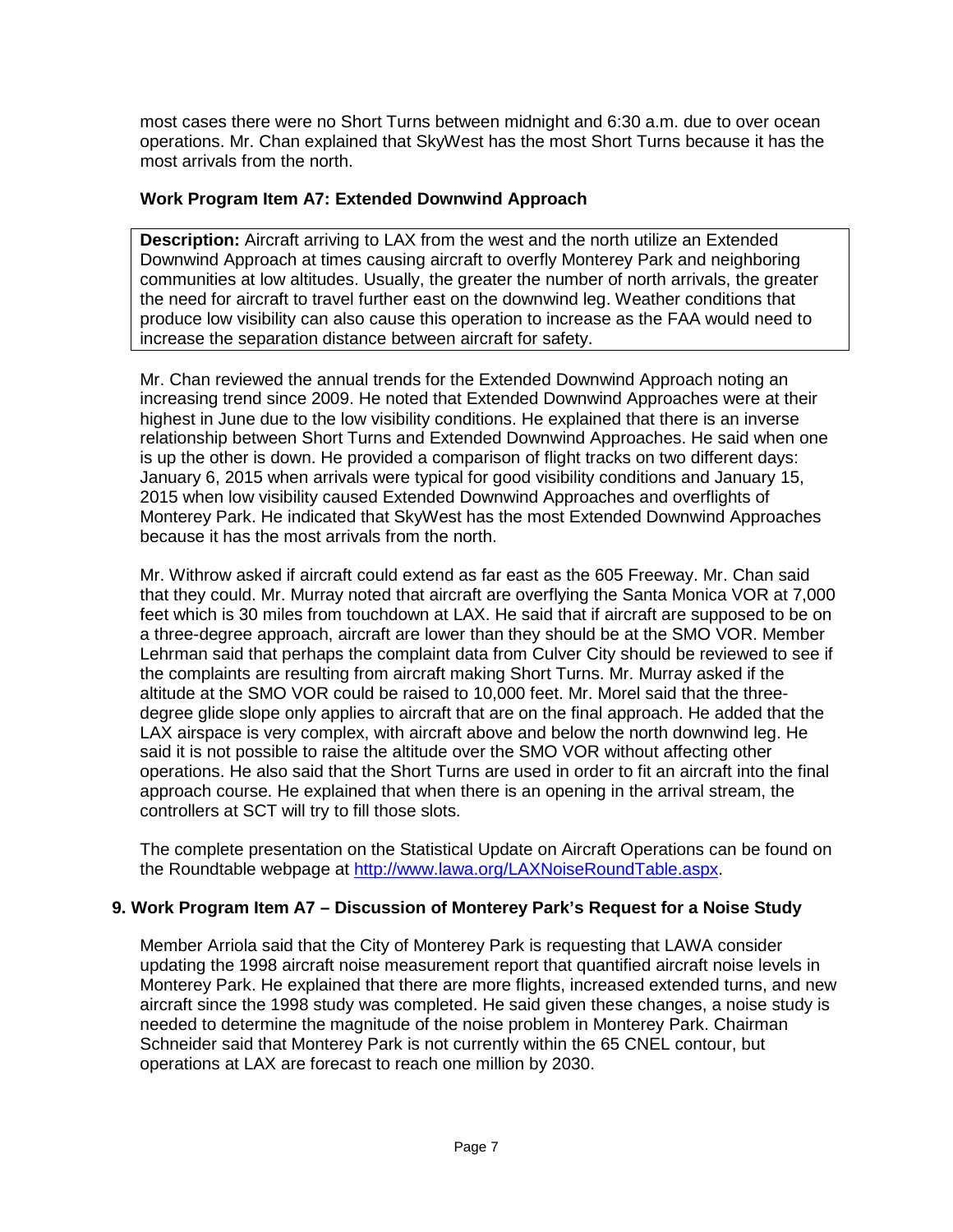most cases there were no Short Turns between midnight and 6:30 a.m. due to over ocean operations. Mr. Chan explained that SkyWest has the most Short Turns because it has the most arrivals from the north.

### Work Program Item A7: Extended Downwind Approach

**Description:** Aircraft arriving to LAX from the west and the north utilize an Extended Downwind Approach at times causing aircraft to overfly Monterey Park and neighboring communities at low altitudes. Usually, the greater the number of north arrivals, the greater the need for aircraft to travel further east on the downwind leg. Weather conditions that produce low visibility can also cause this operation to increase as the FAA would need to increase the separation distance between aircraft for safety.

Mr. Chan reviewed the annual trends for the Extended Downwind Approach noting an increasing trend since 2009. He noted that Extended Downwind Approaches were at their highest in June due to the low visibility conditions. He explained that there is an inverse relationship between Short Turns and Extended Downwind Approaches. He said when one is up the other is down. He provided a comparison of flight tracks on two different days: January 6, 2015 when arrivals were typical for good visibility conditions and January 15, 2015 when low visibility caused Extended Downwind Approaches and overflights of Monterey Park. He indicated that SkyWest has the most Extended Downwind Approaches because it has the most arrivals from the north.

Mr. Withrow asked if aircraft could extend as far east as the 605 Freeway. Mr. Chan said that they could. Mr. Murray noted that aircraft are overflying the Santa Monica VOR at 7,000 feet which is 30 miles from touchdown at LAX. He said that if aircraft are supposed to be on a three-degree approach, aircraft are lower than they should be at the SMO VOR. Member Lehrman said that perhaps the complaint data from Culver City should be reviewed to see if the complaints are resulting from aircraft making Short Turns. Mr. Murray asked if the altitude at the SMO VOR could be raised to 10,000 feet. Mr. Morel said that the three-degree glide slope only applies to aircraft that are on the final approach. He added that the LAX airspace is very complex, with aircraft above and below the north downwind leg. He said it is not possible to raise the altitude over the SMO VOR without affecting other operations. He also said that the Short Turns are used in order to fit an aircraft into the final approach course. He explained that when there is an opening in the arrival stream, the controllers at SCT will try to fill those slots.

The complete presentation on the Statistical Update on Aircraft Operations can be found on the Roundtable webpage at [http://www.lawa.org/LAXNoiseRoundTable.aspx](http://www.lawa.org/LAXNoiseRoundTable.aspx).

## 9. Work Program Item A7 – Discussion of Monterey Park's Request for a Noise Study

Member Arriola said that the City of Monterey Park is requesting that LAWA consider updating the 1998 aircraft noise measurement report that quantified aircraft noise levels in Monterey Park. He explained that there are more flights, increased extended turns, and new aircraft since the 1998 study was completed. He said given these changes, a noise study is needed to determine the magnitude of the noise problem in Monterey Park. Chairman Schneider said that Monterey Park is not currently within the 65 CNEL contour, but operations at LAX are forecast to reach one million by 2030.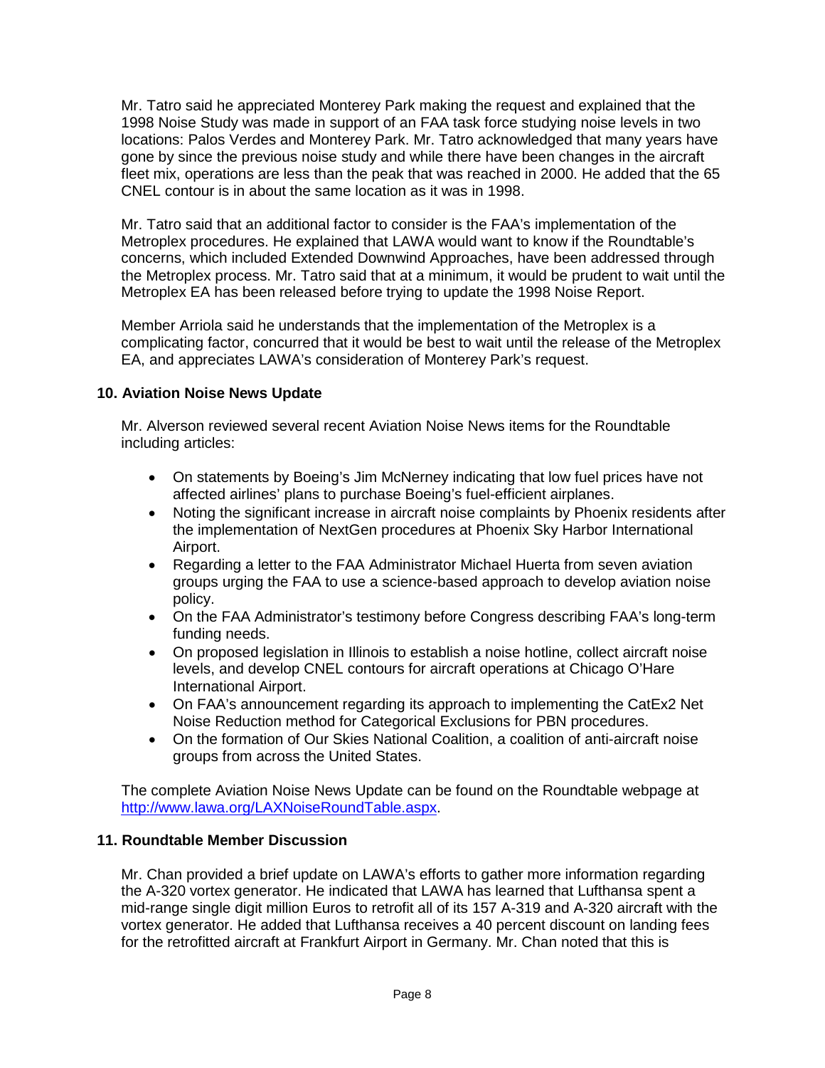Mr. Tatro said he appreciated Monterey Park making the request and explained that the 1998 Noise Study was made in support of an FAA task force studying noise levels in two locations: Palos Verdes and Monterey Park. Mr. Tatro acknowledged that many years have gone by since the previous noise study and while there have been changes in the aircraft fleet mix, operations are less than the peak that was reached in 2000. He added that the 65 CNEL contour is in about the same location as it was in 1998.

Mr. Tatro said that an additional factor to consider is the FAA's implementation of the Metroplex procedures. He explained that LAWA would want to know if the Roundtable's concerns, which included Extended Downwind Approaches, have been addressed through the Metroplex process. Mr. Tatro said that at a minimum, it would be prudent to wait until the Metroplex EA has been released before trying to update the 1998 Noise Report.

Member Arriola said he understands that the implementation of the Metroplex is a complicating factor, concurred that it would be best to wait until the release of the Metroplex EA, and appreciates LAWA's consideration of Monterey Park's request.

**10. Aviation Noise News Update**

Mr. Alverson reviewed several recent Aviation Noise News items for the Roundtable including articles:

- On statements by Boeing's Jim McNerney indicating that low fuel prices have not affected airlines' plans to purchase Boeing's fuel-efficient airplanes.
- Noting the significant increase in aircraft noise complaints by Phoenix residents after the implementation of NextGen procedures at Phoenix Sky Harbor International Airport.
- Regarding a letter to the FAA Administrator Michael Huerta from seven aviation groups urging the FAA to use a science-based approach to develop aviation noise policy.
- On the FAA Administrator's testimony before Congress describing FAA's long-term funding needs.
- On proposed legislation in Illinois to establish a noise hotline, collect aircraft noise levels, and develop CNEL contours for aircraft operations at Chicago O'Hare International Airport.
- On FAA's announcement regarding its approach to implementing the CatEx2 Net Noise Reduction method for Categorical Exclusions for PBN procedures.
- On the formation of Our Skies National Coalition, a coalition of anti-aircraft noise groups from across the United States.

The complete Aviation Noise News Update can be found on the Roundtable webpage at http://www.lawa.org/LAXNoiseRoundTable.aspx.

**11. Roundtable Member Discussion**

Mr. Chan provided a brief update on LAWA's efforts to gather more information regarding the A-320 vortex generator. He indicated that LAWA has learned that Lufthansa spent a mid-range single digit million Euros to retrofit all of its 157 A-319 and A-320 aircraft with the vortex generator. He added that Lufthansa receives a 40 percent discount on landing fees for the retrofitted aircraft at Frankfurt Airport in Germany. Mr. Chan noted that this is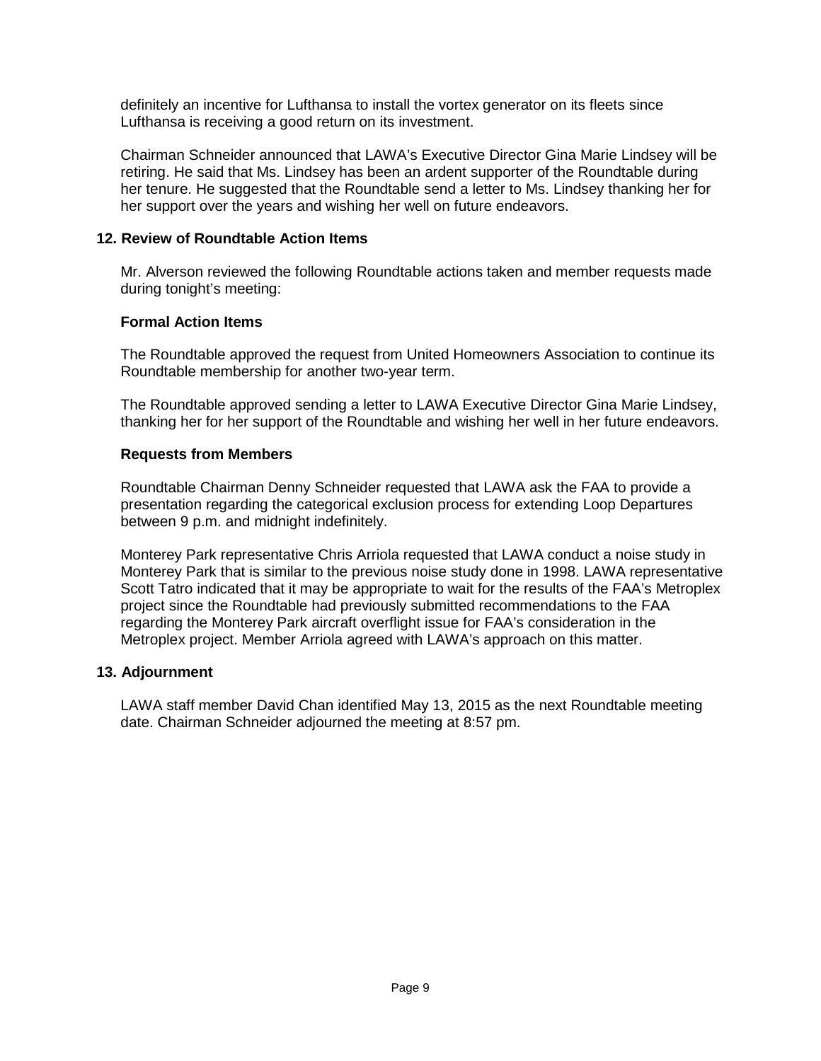definitely an incentive for Lufthansa to install the vortex generator on its fleets since Lufthansa is receiving a good return on its investment.

Chairman Schneider announced that LAWA's Executive Director Gina Marie Lindsey will be retiring. He said that Ms. Lindsey has been an ardent supporter of the Roundtable during her tenure. He suggested that the Roundtable send a letter to Ms. Lindsey thanking her for her support over the years and wishing her well on future endeavors.

## 12. Review of Roundtable Action Items

Mr. Alverson reviewed the following Roundtable actions taken and member requests made during tonight's meeting:

### Formal Action Items

The Roundtable approved the request from United Homeowners Association to continue its Roundtable membership for another two-year term.

The Roundtable approved sending a letter to LAWA Executive Director Gina Marie Lindsey, thanking her for her support of the Roundtable and wishing her well in her future endeavors.

### Requests from Members

Roundtable Chairman Denny Schneider requested that LAWA ask the FAA to provide a presentation regarding the categorical exclusion process for extending Loop Departures between 9 p.m. and midnight indefinitely.

Monterey Park representative Chris Arriola requested that LAWA conduct a noise study in Monterey Park that is similar to the previous noise study done in 1998. LAWA representative Scott Tatro indicated that it may be appropriate to wait for the results of the FAA's Metroplex project since the Roundtable had previously submitted recommendations to the FAA regarding the Monterey Park aircraft overflight issue for FAA's consideration in the Metroplex project. Member Arriola agreed with LAWA's approach on this matter.

## 13. Adjournment

LAWA staff member David Chan identified May 13, 2015 as the next Roundtable meeting date. Chairman Schneider adjourned the meeting at 8:57 pm.